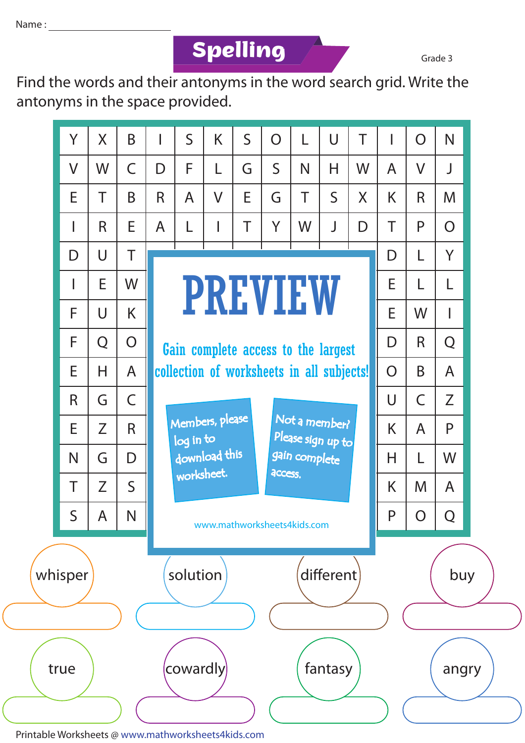Name : ____________________

# Spelling

Grade 3

Find the words and their antonyms in the word search grid. Write the antonyms in the space provided.

| | | | | | | | | | | | | | |
|---|---|---|---|---|---|---|---|---|---|---|---|---|---|
| Y | X | B | I | S | K | S | O | L | U | T | I | O | N |
| V | W | C | D | F | L | G | S | N | H | W | A | V | J |
| E | T | B | R | A | V | E | G | T | S | X | K | R | M |
| I | R | E | A | L | I | T | Y | W | J | D | T | P | O |
| D | U | T | | | | | | | | | D | L | Y |
| I | E | W | | | | | | | | | E | L | L |
| F | U | K | | | | | | | | | E | W | I |
| F | Q | O | | | | | | | | | D | R | Q |
| E | H | A | | | | | | | | | O | B | A |
| R | G | C | | | | | | | | | U | C | Z |
| E | Z | R | | | | | | | | | K | A | P |
| N | G | D | | | | | | | | | H | L | W |
| T | Z | S | | | | | | | | | K | M | A |
| S | A | N | | | | | | | | | P | O | Q |

# PREVIEW

Gain complete access to the largest collection of worksheets in all subjects!

Members, please log in to download this worksheet.

Not a member? Please sign up to gain complete access.

www.mathworksheets4kids.com

| whisper | solution | different | buy |
|---|---|---|---|
| ______ | ______ | ______ | ______ |

| true | cowardly | fantasy | angry |
|---|---|---|---|
| ______ | ______ | ______ | ______ |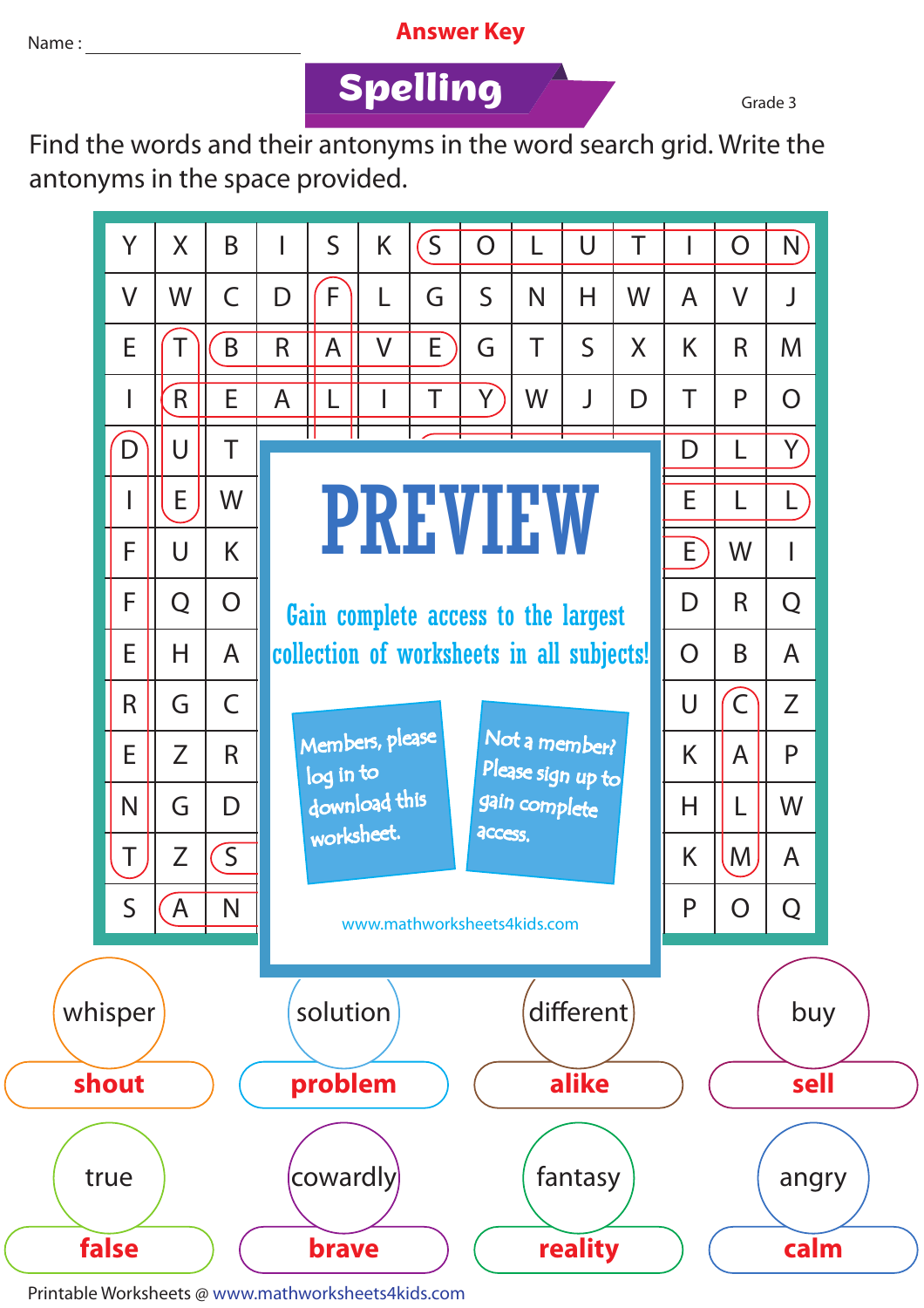Name : ____________________

**Answer Key**

# Spelling

Grade 3

Find the words and their antonyms in the word search grid. Write the antonyms in the space provided.

| | | | | | | | | | | | | | |
|---|---|---|---|---|---|---|---|---|---|---|---|---|---|
| Y | X | B | I | S | K | S | O | L | U | T | I | O | N |
| V | W | C | D | F | L | G | S | N | H | W | A | V | J |
| E | T | B | R | A | V | E | G | T | S | X | K | R | M |
| I | R | E | A | L | I | T | Y | W | J | D | T | P | O |
| D | U | T | | | | | | | | | D | L | Y |
| I | E | W | | | | | | | | | E | L | L |
| F | U | K | | | | | | | | | E | W | I |
| F | Q | O | | | | | | | | | D | R | Q |
| E | H | A | | | | | | | | | O | B | A |
| R | G | C | | | | | | | | | U | C | Z |
| E | Z | R | | | | | | | | | K | A | P |
| N | G | D | | | | | | | | | H | L | W |
| T | Z | S | | | | | | | | | K | M | A |
| S | A | N | | | | | | | | | P | O | Q |

PREVIEW

Gain complete access to the largest collection of worksheets in all subjects!

Members, please log in to download this worksheet.

Not a member? Please sign up to gain complete access.

www.mathworksheets4kids.com

| Word | Antonym |
|---|---|
| whisper | **shout** |
| solution | **problem** |
| different | **alike** |
| buy | **sell** |
| true | **false** |
| cowardly | **brave** |
| fantasy | **reality** |
| angry | **calm** |

Printable Worksheets @ www.mathworksheets4kids.com